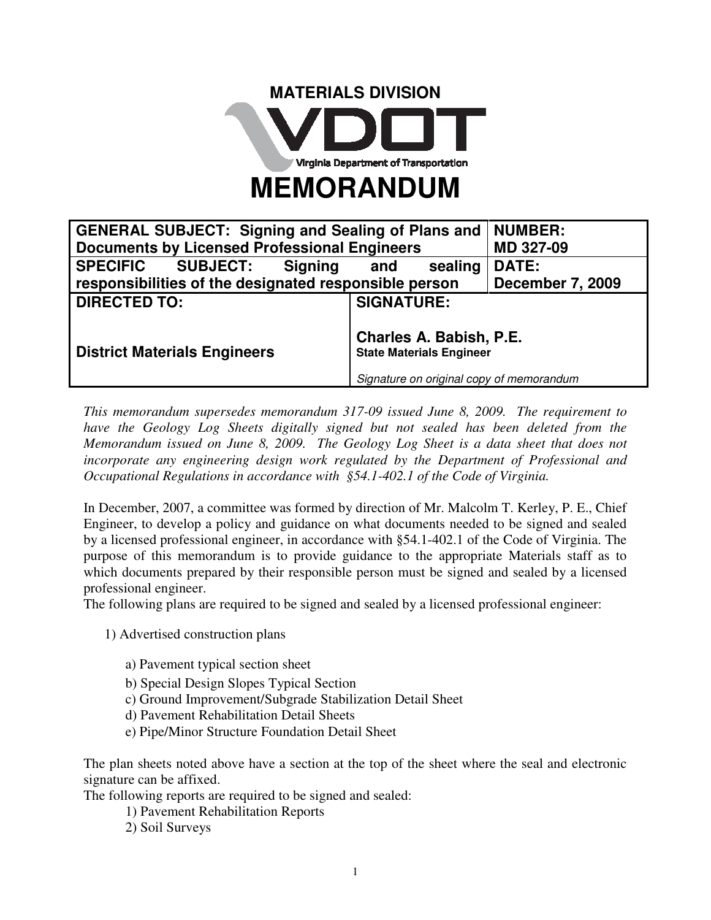# MATERIALS DIVISION

Virginia Department of Transportation

# MEMORANDUM

| GENERAL SUBJECT: Signing and Sealing of Plans and Documents by Licensed Professional Engineers | | NUMBER: MD 327-09 |
|---|---|---|
| SPECIFIC SUBJECT: Signing and sealing responsibilities of the designated responsible person | | DATE: December 7, 2009 |
| DIRECTED TO: District Materials Engineers | SIGNATURE: Charles A. Babish, P.E. State Materials Engineer *Signature on original copy of memorandum* | |

*This memorandum supersedes memorandum 317-09 issued June 8, 2009. The requirement to have the Geology Log Sheets digitally signed but not sealed has been deleted from the Memorandum issued on June 8, 2009. The Geology Log Sheet is a data sheet that does not incorporate any engineering design work regulated by the Department of Professional and Occupational Regulations in accordance with §54.1-402.1 of the Code of Virginia.*

In December, 2007, a committee was formed by direction of Mr. Malcolm T. Kerley, P. E., Chief Engineer, to develop a policy and guidance on what documents needed to be signed and sealed by a licensed professional engineer, in accordance with §54.1-402.1 of the Code of Virginia. The purpose of this memorandum is to provide guidance to the appropriate Materials staff as to which documents prepared by their responsible person must be signed and sealed by a licensed professional engineer.

The following plans are required to be signed and sealed by a licensed professional engineer:

1) Advertised construction plans

   a) Pavement typical section sheet
   b) Special Design Slopes Typical Section
   c) Ground Improvement/Subgrade Stabilization Detail Sheet
   d) Pavement Rehabilitation Detail Sheets
   e) Pipe/Minor Structure Foundation Detail Sheet

The plan sheets noted above have a section at the top of the sheet where the seal and electronic signature can be affixed.

The following reports are required to be signed and sealed:

1) Pavement Rehabilitation Reports
2) Soil Surveys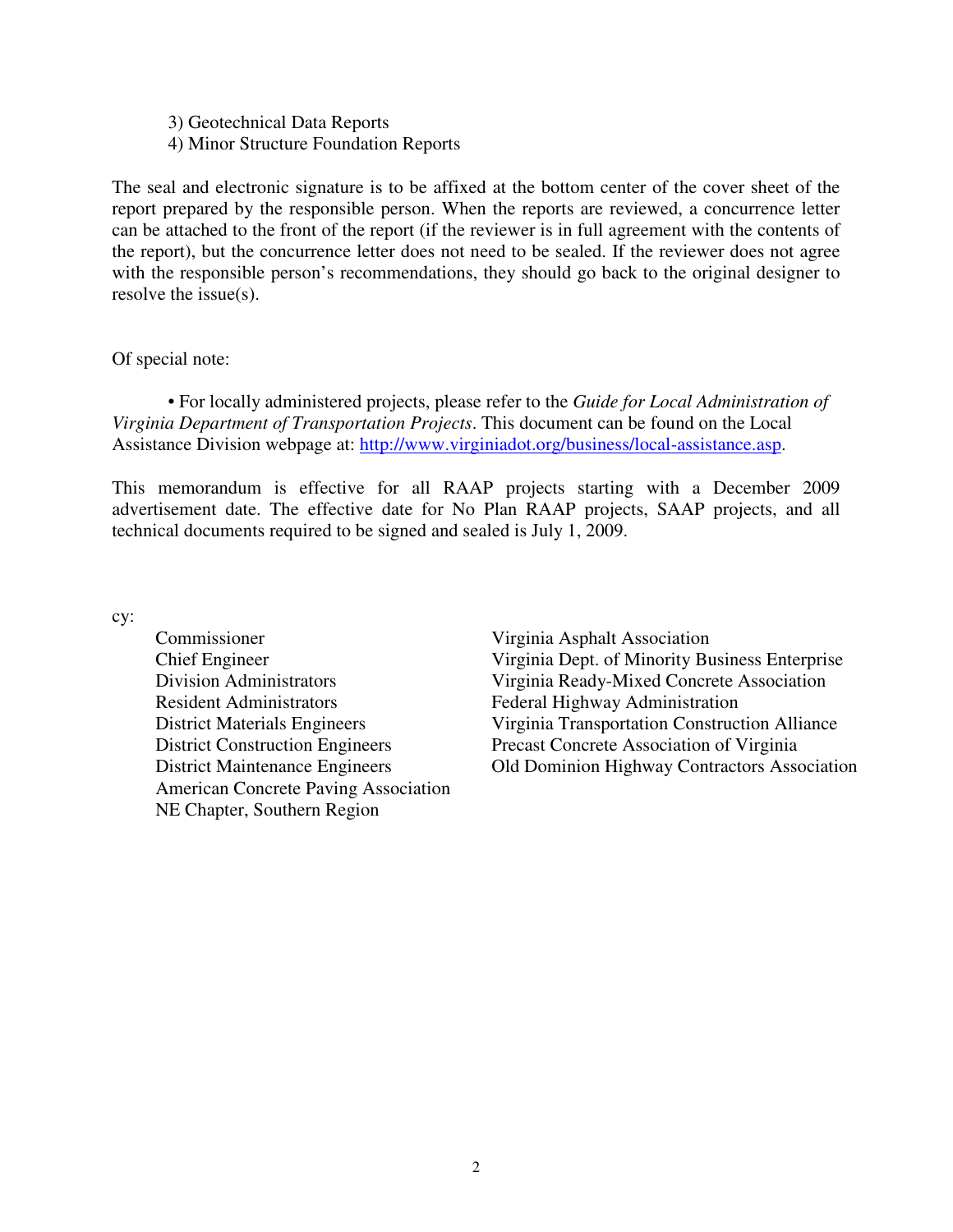3) Geotechnical Data Reports  
4) Minor Structure Foundation Reports

The seal and electronic signature is to be affixed at the bottom center of the cover sheet of the report prepared by the responsible person. When the reports are reviewed, a concurrence letter can be attached to the front of the report (if the reviewer is in full agreement with the contents of the report), but the concurrence letter does not need to be sealed. If the reviewer does not agree with the responsible person's recommendations, they should go back to the original designer to resolve the issue(s).

Of special note:

• For locally administered projects, please refer to the *Guide for Local Administration of Virginia Department of Transportation Projects*. This document can be found on the Local Assistance Division webpage at: http://www.virginiadot.org/business/local-assistance.asp.

This memorandum is effective for all RAAP projects starting with a December 2009 advertisement date. The effective date for No Plan RAAP projects, SAAP projects, and all technical documents required to be signed and sealed is July 1, 2009.

cy:

Commissioner  
Chief Engineer  
Division Administrators  
Resident Administrators  
District Materials Engineers  
District Construction Engineers  
District Maintenance Engineers  
American Concrete Paving Association  
NE Chapter, Southern Region  
Virginia Asphalt Association  
Virginia Dept. of Minority Business Enterprise  
Virginia Ready-Mixed Concrete Association  
Federal Highway Administration  
Virginia Transportation Construction Alliance  
Precast Concrete Association of Virginia  
Old Dominion Highway Contractors Association